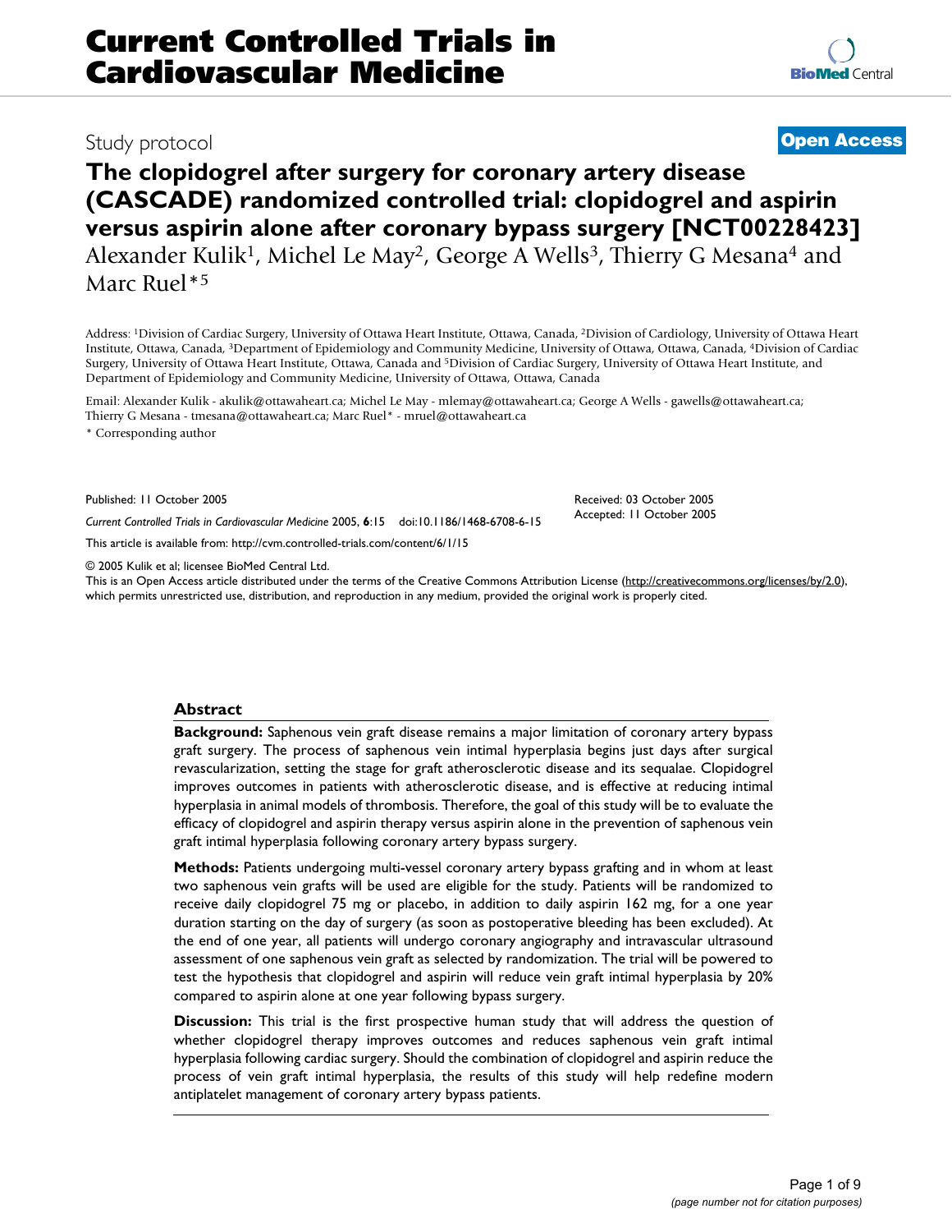Study protocol

**Open Access**

# The clopidogrel after surgery for coronary artery disease (CASCADE) randomized controlled trial: clopidogrel and aspirin versus aspirin alone after coronary bypass surgery [NCT00228423]

Alexander Kulik[1], Michel Le May[2], George A Wells[3], Thierry G Mesana[4] and Marc Ruel*[5]

Address: [1]Division of Cardiac Surgery, University of Ottawa Heart Institute, Ottawa, Canada, [2]Division of Cardiology, University of Ottawa Heart Institute, Ottawa, Canada, [3]Department of Epidemiology and Community Medicine, University of Ottawa, Ottawa, Canada, [4]Division of Cardiac Surgery, University of Ottawa Heart Institute, Ottawa, Canada and [5]Division of Cardiac Surgery, University of Ottawa Heart Institute, and Department of Epidemiology and Community Medicine, University of Ottawa, Ottawa, Canada

Email: Alexander Kulik - akulik@ottawaheart.ca; Michel Le May - mlemay@ottawaheart.ca; George A Wells - gawells@ottawaheart.ca; Thierry G Mesana - tmesana@ottawaheart.ca; Marc Ruel* - mruel@ottawaheart.ca

\* Corresponding author

Published: 11 October 2005

*Current Controlled Trials in Cardiovascular Medicine* 2005, **6**:15 doi:10.1186/1468-6708-6-15

Received: 03 October 2005
Accepted: 11 October 2005

This article is available from: http://cvm.controlled-trials.com/content/6/1/15

© 2005 Kulik et al; licensee BioMed Central Ltd.
This is an Open Access article distributed under the terms of the Creative Commons Attribution License (http://creativecommons.org/licenses/by/2.0), which permits unrestricted use, distribution, and reproduction in any medium, provided the original work is properly cited.

## Abstract

**Background:** Saphenous vein graft disease remains a major limitation of coronary artery bypass graft surgery. The process of saphenous vein intimal hyperplasia begins just days after surgical revascularization, setting the stage for graft atherosclerotic disease and its sequalae. Clopidogrel improves outcomes in patients with atherosclerotic disease, and is effective at reducing intimal hyperplasia in animal models of thrombosis. Therefore, the goal of this study will be to evaluate the efficacy of clopidogrel and aspirin therapy versus aspirin alone in the prevention of saphenous vein graft intimal hyperplasia following coronary artery bypass surgery.

**Methods:** Patients undergoing multi-vessel coronary artery bypass grafting and in whom at least two saphenous vein grafts will be used are eligible for the study. Patients will be randomized to receive daily clopidogrel 75 mg or placebo, in addition to daily aspirin 162 mg, for a one year duration starting on the day of surgery (as soon as postoperative bleeding has been excluded). At the end of one year, all patients will undergo coronary angiography and intravascular ultrasound assessment of one saphenous vein graft as selected by randomization. The trial will be powered to test the hypothesis that clopidogrel and aspirin will reduce vein graft intimal hyperplasia by 20% compared to aspirin alone at one year following bypass surgery.

**Discussion:** This trial is the first prospective human study that will address the question of whether clopidogrel therapy improves outcomes and reduces saphenous vein graft intimal hyperplasia following cardiac surgery. Should the combination of clopidogrel and aspirin reduce the process of vein graft intimal hyperplasia, the results of this study will help redefine modern antiplatelet management of coronary artery bypass patients.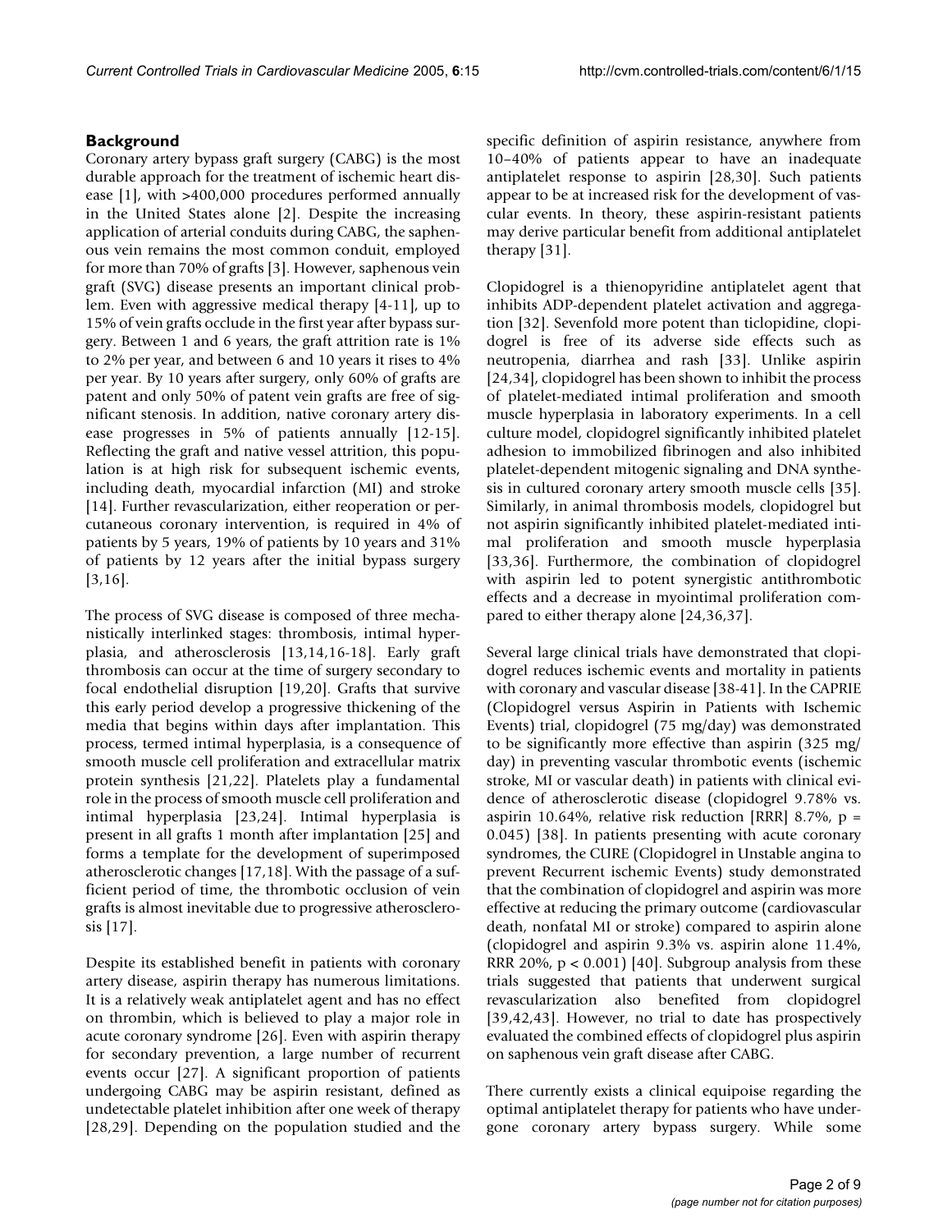## Background

Coronary artery bypass graft surgery (CABG) is the most durable approach for the treatment of ischemic heart disease [1], with >400,000 procedures performed annually in the United States alone [2]. Despite the increasing application of arterial conduits during CABG, the saphenous vein remains the most common conduit, employed for more than 70% of grafts [3]. However, saphenous vein graft (SVG) disease presents an important clinical problem. Even with aggressive medical therapy [4-11], up to 15% of vein grafts occlude in the first year after bypass surgery. Between 1 and 6 years, the graft attrition rate is 1% to 2% per year, and between 6 and 10 years it rises to 4% per year. By 10 years after surgery, only 60% of grafts are patent and only 50% of patent vein grafts are free of significant stenosis. In addition, native coronary artery disease progresses in 5% of patients annually [12-15]. Reflecting the graft and native vessel attrition, this population is at high risk for subsequent ischemic events, including death, myocardial infarction (MI) and stroke [14]. Further revascularization, either reoperation or percutaneous coronary intervention, is required in 4% of patients by 5 years, 19% of patients by 10 years and 31% of patients by 12 years after the initial bypass surgery [3,16].

The process of SVG disease is composed of three mechanistically interlinked stages: thrombosis, intimal hyperplasia, and atherosclerosis [13,14,16-18]. Early graft thrombosis can occur at the time of surgery secondary to focal endothelial disruption [19,20]. Grafts that survive this early period develop a progressive thickening of the media that begins within days after implantation. This process, termed intimal hyperplasia, is a consequence of smooth muscle cell proliferation and extracellular matrix protein synthesis [21,22]. Platelets play a fundamental role in the process of smooth muscle cell proliferation and intimal hyperplasia [23,24]. Intimal hyperplasia is present in all grafts 1 month after implantation [25] and forms a template for the development of superimposed atherosclerotic changes [17,18]. With the passage of a sufficient period of time, the thrombotic occlusion of vein grafts is almost inevitable due to progressive atherosclerosis [17].

Despite its established benefit in patients with coronary artery disease, aspirin therapy has numerous limitations. It is a relatively weak antiplatelet agent and has no effect on thrombin, which is believed to play a major role in acute coronary syndrome [26]. Even with aspirin therapy for secondary prevention, a large number of recurrent events occur [27]. A significant proportion of patients undergoing CABG may be aspirin resistant, defined as undetectable platelet inhibition after one week of therapy [28,29]. Depending on the population studied and the specific definition of aspirin resistance, anywhere from 10–40% of patients appear to have an inadequate antiplatelet response to aspirin [28,30]. Such patients appear to be at increased risk for the development of vascular events. In theory, these aspirin-resistant patients may derive particular benefit from additional antiplatelet therapy [31].

Clopidogrel is a thienopyridine antiplatelet agent that inhibits ADP-dependent platelet activation and aggregation [32]. Sevenfold more potent than ticlopidine, clopidogrel is free of its adverse side effects such as neutropenia, diarrhea and rash [33]. Unlike aspirin [24,34], clopidogrel has been shown to inhibit the process of platelet-mediated intimal proliferation and smooth muscle hyperplasia in laboratory experiments. In a cell culture model, clopidogrel significantly inhibited platelet adhesion to immobilized fibrinogen and also inhibited platelet-dependent mitogenic signaling and DNA synthesis in cultured coronary artery smooth muscle cells [35]. Similarly, in animal thrombosis models, clopidogrel but not aspirin significantly inhibited platelet-mediated intimal proliferation and smooth muscle hyperplasia [33,36]. Furthermore, the combination of clopidogrel with aspirin led to potent synergistic antithrombotic effects and a decrease in myointimal proliferation compared to either therapy alone [24,36,37].

Several large clinical trials have demonstrated that clopidogrel reduces ischemic events and mortality in patients with coronary and vascular disease [38-41]. In the CAPRIE (Clopidogrel versus Aspirin in Patients with Ischemic Events) trial, clopidogrel (75 mg/day) was demonstrated to be significantly more effective than aspirin (325 mg/day) in preventing vascular thrombotic events (ischemic stroke, MI or vascular death) in patients with clinical evidence of atherosclerotic disease (clopidogrel 9.78% vs. aspirin 10.64%, relative risk reduction [RRR] 8.7%, $p = 0.045$) [38]. In patients presenting with acute coronary syndromes, the CURE (Clopidogrel in Unstable angina to prevent Recurrent ischemic Events) study demonstrated that the combination of clopidogrel and aspirin was more effective at reducing the primary outcome (cardiovascular death, nonfatal MI or stroke) compared to aspirin alone (clopidogrel and aspirin 9.3% vs. aspirin alone 11.4%, RRR 20%, $p < 0.001$) [40]. Subgroup analysis from these trials suggested that patients that underwent surgical revascularization also benefited from clopidogrel [39,42,43]. However, no trial to date has prospectively evaluated the combined effects of clopidogrel plus aspirin on saphenous vein graft disease after CABG.

There currently exists a clinical equipoise regarding the optimal antiplatelet therapy for patients who have undergone coronary artery bypass surgery. While some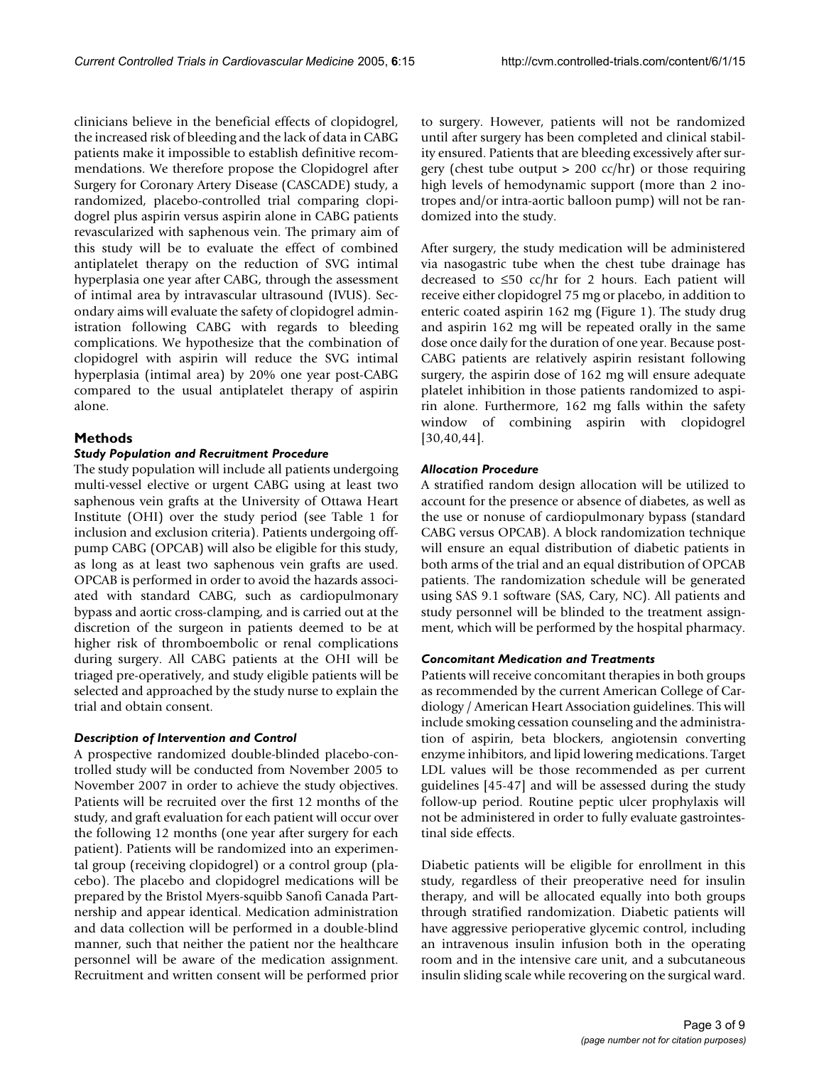clinicians believe in the beneficial effects of clopidogrel, the increased risk of bleeding and the lack of data in CABG patients make it impossible to establish definitive recommendations. We therefore propose the Clopidogrel after Surgery for Coronary Artery Disease (CASCADE) study, a randomized, placebo-controlled trial comparing clopidogrel plus aspirin versus aspirin alone in CABG patients revascularized with saphenous vein. The primary aim of this study will be to evaluate the effect of combined antiplatelet therapy on the reduction of SVG intimal hyperplasia one year after CABG, through the assessment of intimal area by intravascular ultrasound (IVUS). Secondary aims will evaluate the safety of clopidogrel administration following CABG with regards to bleeding complications. We hypothesize that the combination of clopidogrel with aspirin will reduce the SVG intimal hyperplasia (intimal area) by 20% one year post-CABG compared to the usual antiplatelet therapy of aspirin alone.

## Methods

### *Study Population and Recruitment Procedure*

The study population will include all patients undergoing multi-vessel elective or urgent CABG using at least two saphenous vein grafts at the University of Ottawa Heart Institute (OHI) over the study period (see Table 1 for inclusion and exclusion criteria). Patients undergoing off-pump CABG (OPCAB) will also be eligible for this study, as long as at least two saphenous vein grafts are used. OPCAB is performed in order to avoid the hazards associated with standard CABG, such as cardiopulmonary bypass and aortic cross-clamping, and is carried out at the discretion of the surgeon in patients deemed to be at higher risk of thromboembolic or renal complications during surgery. All CABG patients at the OHI will be triaged pre-operatively, and study eligible patients will be selected and approached by the study nurse to explain the trial and obtain consent.

### *Description of Intervention and Control*

A prospective randomized double-blinded placebo-controlled study will be conducted from November 2005 to November 2007 in order to achieve the study objectives. Patients will be recruited over the first 12 months of the study, and graft evaluation for each patient will occur over the following 12 months (one year after surgery for each patient). Patients will be randomized into an experimental group (receiving clopidogrel) or a control group (placebo). The placebo and clopidogrel medications will be prepared by the Bristol Myers-squibb Sanofi Canada Partnership and appear identical. Medication administration and data collection will be performed in a double-blind manner, such that neither the patient nor the healthcare personnel will be aware of the medication assignment. Recruitment and written consent will be performed prior to surgery. However, patients will not be randomized until after surgery has been completed and clinical stability ensured. Patients that are bleeding excessively after surgery (chest tube output > 200 cc/hr) or those requiring high levels of hemodynamic support (more than 2 inotropes and/or intra-aortic balloon pump) will not be randomized into the study.

After surgery, the study medication will be administered via nasogastric tube when the chest tube drainage has decreased to ≤50 cc/hr for 2 hours. Each patient will receive either clopidogrel 75 mg or placebo, in addition to enteric coated aspirin 162 mg (Figure 1). The study drug and aspirin 162 mg will be repeated orally in the same dose once daily for the duration of one year. Because post-CABG patients are relatively aspirin resistant following surgery, the aspirin dose of 162 mg will ensure adequate platelet inhibition in those patients randomized to aspirin alone. Furthermore, 162 mg falls within the safety window of combining aspirin with clopidogrel [30,40,44].

### *Allocation Procedure*

A stratified random design allocation will be utilized to account for the presence or absence of diabetes, as well as the use or nonuse of cardiopulmonary bypass (standard CABG versus OPCAB). A block randomization technique will ensure an equal distribution of diabetic patients in both arms of the trial and an equal distribution of OPCAB patients. The randomization schedule will be generated using SAS 9.1 software (SAS, Cary, NC). All patients and study personnel will be blinded to the treatment assignment, which will be performed by the hospital pharmacy.

### *Concomitant Medication and Treatments*

Patients will receive concomitant therapies in both groups as recommended by the current American College of Cardiology / American Heart Association guidelines. This will include smoking cessation counseling and the administration of aspirin, beta blockers, angiotensin converting enzyme inhibitors, and lipid lowering medications. Target LDL values will be those recommended as per current guidelines [45-47] and will be assessed during the study follow-up period. Routine peptic ulcer prophylaxis will not be administered in order to fully evaluate gastrointestinal side effects.

Diabetic patients will be eligible for enrollment in this study, regardless of their preoperative need for insulin therapy, and will be allocated equally into both groups through stratified randomization. Diabetic patients will have aggressive perioperative glycemic control, including an intravenous insulin infusion both in the operating room and in the intensive care unit, and a subcutaneous insulin sliding scale while recovering on the surgical ward.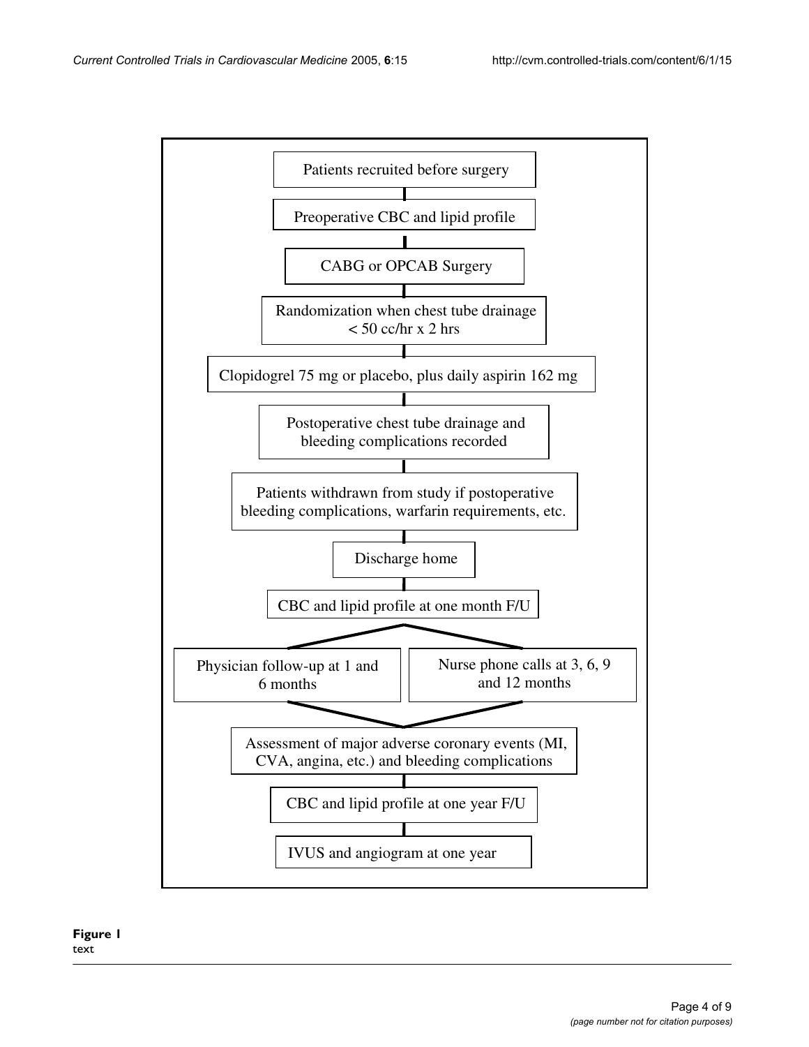Patients recruited before surgery

Preoperative CBC and lipid profile

CABG or OPCAB Surgery

Randomization when chest tube drainage < 50 cc/hr x 2 hrs

Clopidogrel 75 mg or placebo, plus daily aspirin 162 mg

Postoperative chest tube drainage and bleeding complications recorded

Patients withdrawn from study if postoperative bleeding complications, warfarin requirements, etc.

Discharge home

CBC and lipid profile at one month F/U

Physician follow-up at 1 and 6 months

Nurse phone calls at 3, 6, 9 and 12 months

Assessment of major adverse coronary events (MI, CVA, angina, etc.) and bleeding complications

CBC and lipid profile at one year F/U

IVUS and angiogram at one year

**Figure 1**
text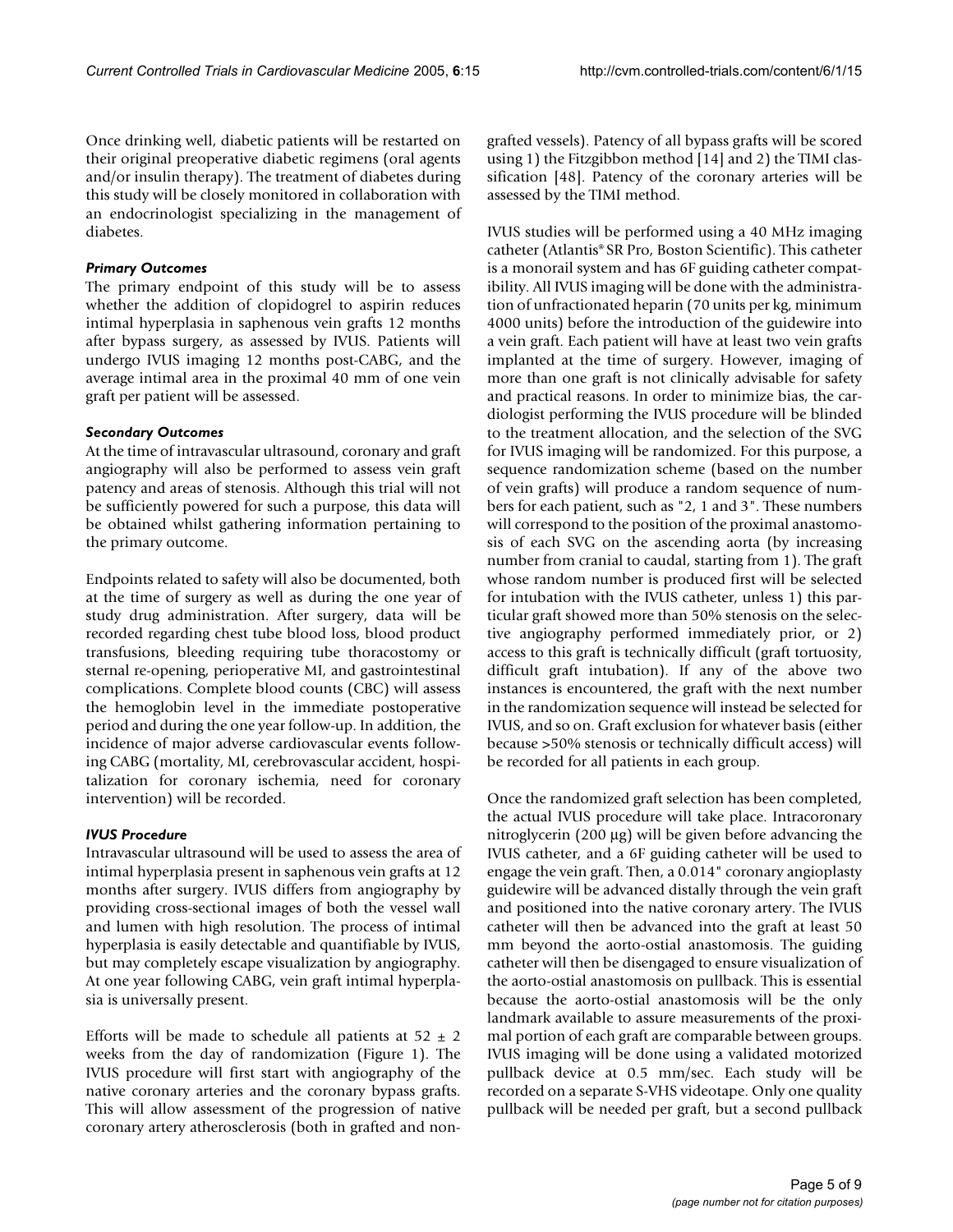Once drinking well, diabetic patients will be restarted on their original preoperative diabetic regimens (oral agents and/or insulin therapy). The treatment of diabetes during this study will be closely monitored in collaboration with an endocrinologist specializing in the management of diabetes.

### *Primary Outcomes*

The primary endpoint of this study will be to assess whether the addition of clopidogrel to aspirin reduces intimal hyperplasia in saphenous vein grafts 12 months after bypass surgery, as assessed by IVUS. Patients will undergo IVUS imaging 12 months post-CABG, and the average intimal area in the proximal 40 mm of one vein graft per patient will be assessed.

### *Secondary Outcomes*

At the time of intravascular ultrasound, coronary and graft angiography will also be performed to assess vein graft patency and areas of stenosis. Although this trial will not be sufficiently powered for such a purpose, this data will be obtained whilst gathering information pertaining to the primary outcome.

Endpoints related to safety will also be documented, both at the time of surgery as well as during the one year of study drug administration. After surgery, data will be recorded regarding chest tube blood loss, blood product transfusions, bleeding requiring tube thoracostomy or sternal re-opening, perioperative MI, and gastrointestinal complications. Complete blood counts (CBC) will assess the hemoglobin level in the immediate postoperative period and during the one year follow-up. In addition, the incidence of major adverse cardiovascular events following CABG (mortality, MI, cerebrovascular accident, hospitalization for coronary ischemia, need for coronary intervention) will be recorded.

### *IVUS Procedure*

Intravascular ultrasound will be used to assess the area of intimal hyperplasia present in saphenous vein grafts at 12 months after surgery. IVUS differs from angiography by providing cross-sectional images of both the vessel wall and lumen with high resolution. The process of intimal hyperplasia is easily detectable and quantifiable by IVUS, but may completely escape visualization by angiography. At one year following CABG, vein graft intimal hyperplasia is universally present.

Efforts will be made to schedule all patients at $52 \pm 2$ weeks from the day of randomization (Figure 1). The IVUS procedure will first start with angiography of the native coronary arteries and the coronary bypass grafts. This will allow assessment of the progression of native coronary artery atherosclerosis (both in grafted and non-grafted vessels). Patency of all bypass grafts will be scored using 1) the Fitzgibbon method [14] and 2) the TIMI classification [48]. Patency of the coronary arteries will be assessed by the TIMI method.

IVUS studies will be performed using a 40 MHz imaging catheter (Atlantis® SR Pro, Boston Scientific). This catheter is a monorail system and has 6F guiding catheter compatibility. All IVUS imaging will be done with the administration of unfractionated heparin (70 units per kg, minimum 4000 units) before the introduction of the guidewire into a vein graft. Each patient will have at least two vein grafts implanted at the time of surgery. However, imaging of more than one graft is not clinically advisable for safety and practical reasons. In order to minimize bias, the cardiologist performing the IVUS procedure will be blinded to the treatment allocation, and the selection of the SVG for IVUS imaging will be randomized. For this purpose, a sequence randomization scheme (based on the number of vein grafts) will produce a random sequence of numbers for each patient, such as "2, 1 and 3". These numbers will correspond to the position of the proximal anastomosis of each SVG on the ascending aorta (by increasing number from cranial to caudal, starting from 1). The graft whose random number is produced first will be selected for intubation with the IVUS catheter, unless 1) this particular graft showed more than 50% stenosis on the selective angiography performed immediately prior, or 2) access to this graft is technically difficult (graft tortuosity, difficult graft intubation). If any of the above two instances is encountered, the graft with the next number in the randomization sequence will instead be selected for IVUS, and so on. Graft exclusion for whatever basis (either because >50% stenosis or technically difficult access) will be recorded for all patients in each group.

Once the randomized graft selection has been completed, the actual IVUS procedure will take place. Intracoronary nitroglycerin (200 µg) will be given before advancing the IVUS catheter, and a 6F guiding catheter will be used to engage the vein graft. Then, a 0.014" coronary angioplasty guidewire will be advanced distally through the vein graft and positioned into the native coronary artery. The IVUS catheter will then be advanced into the graft at least 50 mm beyond the aorto-ostial anastomosis. The guiding catheter will then be disengaged to ensure visualization of the aorto-ostial anastomosis on pullback. This is essential because the aorto-ostial anastomosis will be the only landmark available to assure measurements of the proximal portion of each graft are comparable between groups. IVUS imaging will be done using a validated motorized pullback device at 0.5 mm/sec. Each study will be recorded on a separate S-VHS videotape. Only one quality pullback will be needed per graft, but a second pullback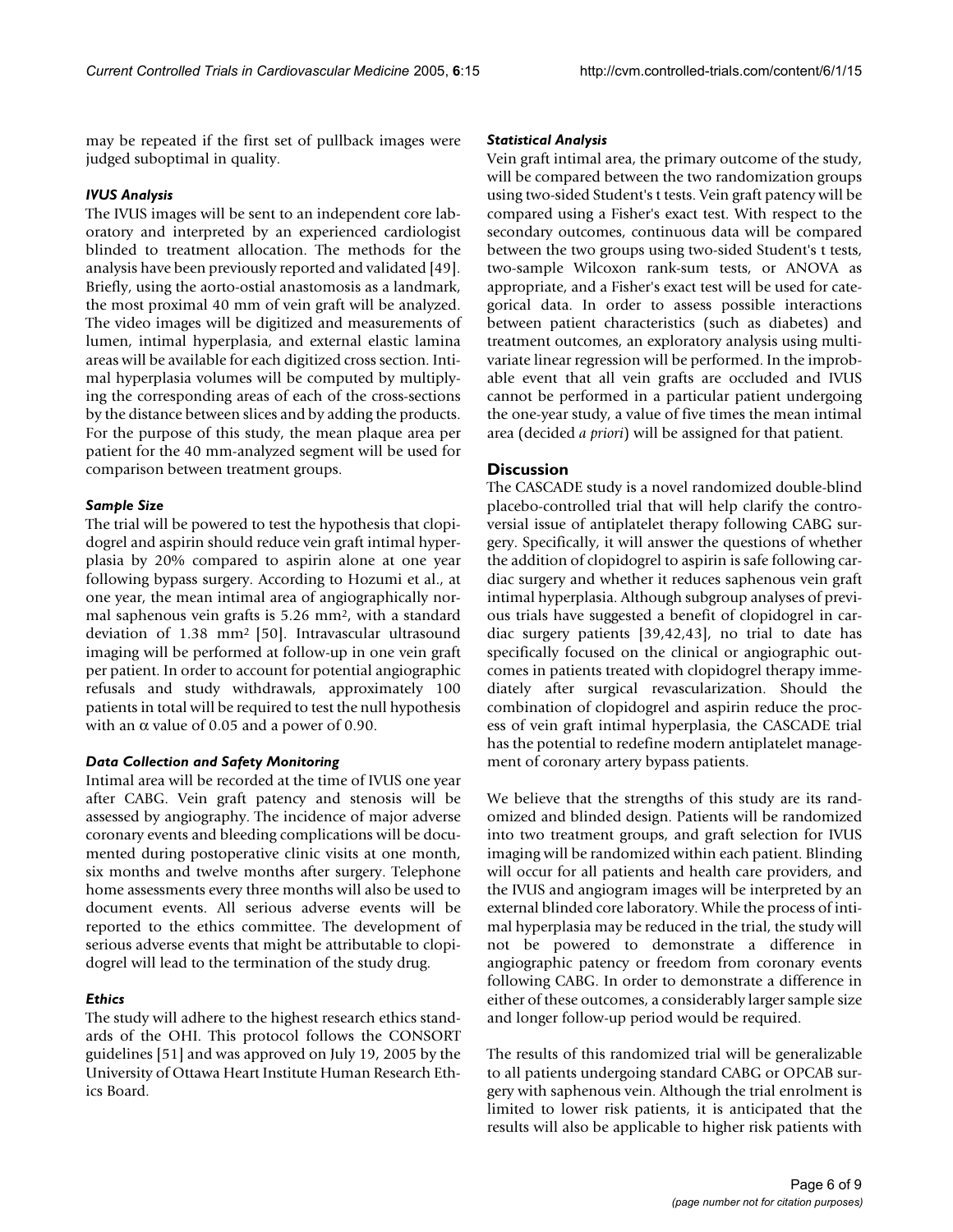may be repeated if the first set of pullback images were judged suboptimal in quality.

### *IVUS Analysis*

The IVUS images will be sent to an independent core laboratory and interpreted by an experienced cardiologist blinded to treatment allocation. The methods for the analysis have been previously reported and validated [49]. Briefly, using the aorto-ostial anastomosis as a landmark, the most proximal 40 mm of vein graft will be analyzed. The video images will be digitized and measurements of lumen, intimal hyperplasia, and external elastic lamina areas will be available for each digitized cross section. Intimal hyperplasia volumes will be computed by multiplying the corresponding areas of each of the cross-sections by the distance between slices and by adding the products. For the purpose of this study, the mean plaque area per patient for the 40 mm-analyzed segment will be used for comparison between treatment groups.

### *Sample Size*

The trial will be powered to test the hypothesis that clopidogrel and aspirin should reduce vein graft intimal hyperplasia by 20% compared to aspirin alone at one year following bypass surgery. According to Hozumi et al., at one year, the mean intimal area of angiographically normal saphenous vein grafts is 5.26 $mm^2$, with a standard deviation of 1.38 $mm^2$ [50]. Intravascular ultrasound imaging will be performed at follow-up in one vein graft per patient. In order to account for potential angiographic refusals and study withdrawals, approximately 100 patients in total will be required to test the null hypothesis with an $\alpha$ value of 0.05 and a power of 0.90.

### *Data Collection and Safety Monitoring*

Intimal area will be recorded at the time of IVUS one year after CABG. Vein graft patency and stenosis will be assessed by angiography. The incidence of major adverse coronary events and bleeding complications will be documented during postoperative clinic visits at one month, six months and twelve months after surgery. Telephone home assessments every three months will also be used to document events. All serious adverse events will be reported to the ethics committee. The development of serious adverse events that might be attributable to clopidogrel will lead to the termination of the study drug.

### *Ethics*

The study will adhere to the highest research ethics standards of the OHI. This protocol follows the CONSORT guidelines [51] and was approved on July 19, 2005 by the University of Ottawa Heart Institute Human Research Ethics Board.

### *Statistical Analysis*

Vein graft intimal area, the primary outcome of the study, will be compared between the two randomization groups using two-sided Student's t tests. Vein graft patency will be compared using a Fisher's exact test. With respect to the secondary outcomes, continuous data will be compared between the two groups using two-sided Student's t tests, two-sample Wilcoxon rank-sum tests, or ANOVA as appropriate, and a Fisher's exact test will be used for categorical data. In order to assess possible interactions between patient characteristics (such as diabetes) and treatment outcomes, an exploratory analysis using multivariate linear regression will be performed. In the improbable event that all vein grafts are occluded and IVUS cannot be performed in a particular patient undergoing the one-year study, a value of five times the mean intimal area (decided *a priori*) will be assigned for that patient.

## Discussion

The CASCADE study is a novel randomized double-blind placebo-controlled trial that will help clarify the controversial issue of antiplatelet therapy following CABG surgery. Specifically, it will answer the questions of whether the addition of clopidogrel to aspirin is safe following cardiac surgery and whether it reduces saphenous vein graft intimal hyperplasia. Although subgroup analyses of previous trials have suggested a benefit of clopidogrel in cardiac surgery patients [39,42,43], no trial to date has specifically focused on the clinical or angiographic outcomes in patients treated with clopidogrel therapy immediately after surgical revascularization. Should the combination of clopidogrel and aspirin reduce the process of vein graft intimal hyperplasia, the CASCADE trial has the potential to redefine modern antiplatelet management of coronary artery bypass patients.

We believe that the strengths of this study are its randomized and blinded design. Patients will be randomized into two treatment groups, and graft selection for IVUS imaging will be randomized within each patient. Blinding will occur for all patients and health care providers, and the IVUS and angiogram images will be interpreted by an external blinded core laboratory. While the process of intimal hyperplasia may be reduced in the trial, the study will not be powered to demonstrate a difference in angiographic patency or freedom from coronary events following CABG. In order to demonstrate a difference in either of these outcomes, a considerably larger sample size and longer follow-up period would be required.

The results of this randomized trial will be generalizable to all patients undergoing standard CABG or OPCAB surgery with saphenous vein. Although the trial enrolment is limited to lower risk patients, it is anticipated that the results will also be applicable to higher risk patients with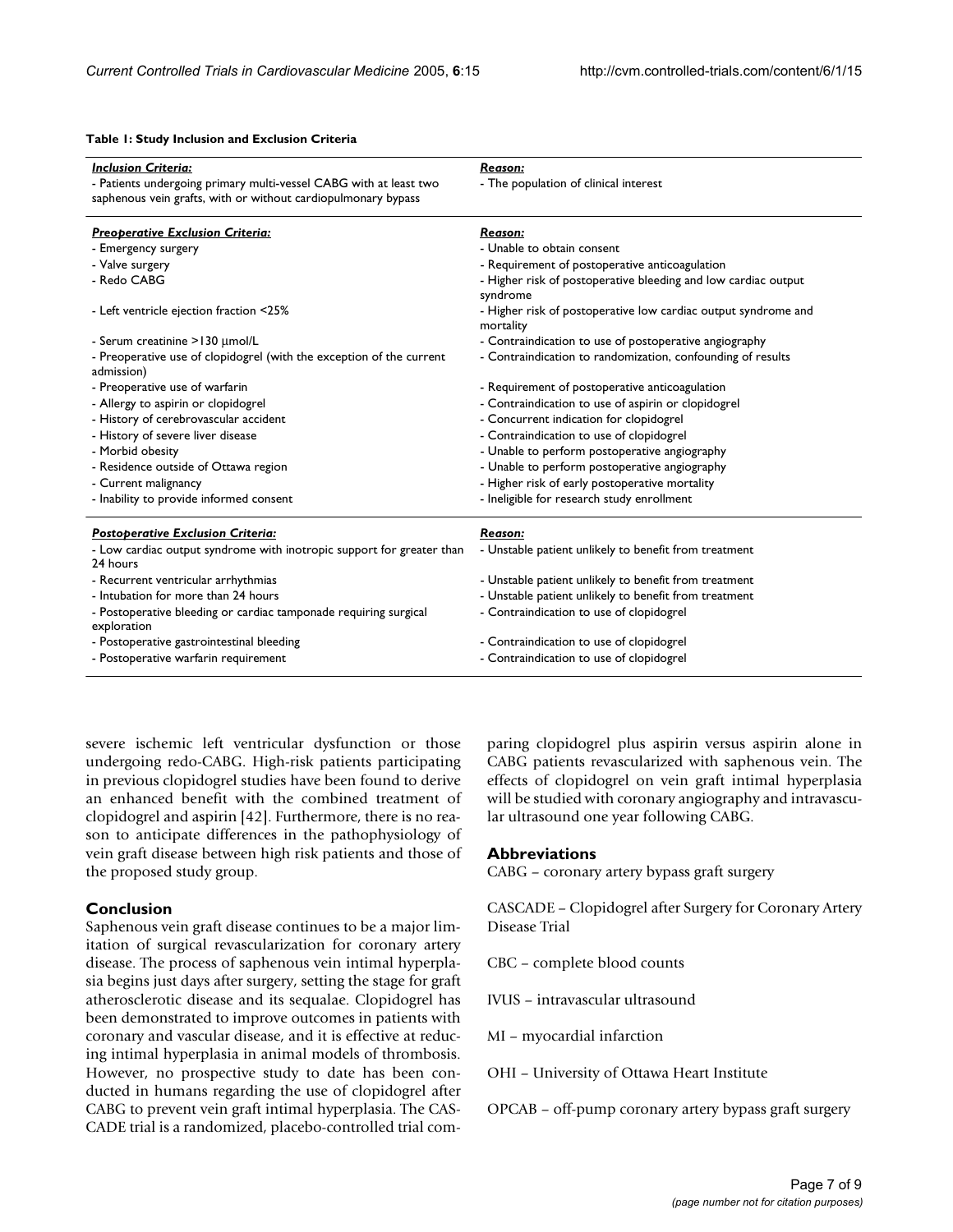**Table 1: Study Inclusion and Exclusion Criteria**

| ***Inclusion Criteria:*** | ***Reason:*** |
| --- | --- |
| - Patients undergoing primary multi-vessel CABG with at least two saphenous vein grafts, with or without cardiopulmonary bypass | - The population of clinical interest |
| ***Preoperative Exclusion Criteria:*** | ***Reason:*** |
| - Emergency surgery | - Unable to obtain consent |
| - Valve surgery | - Requirement of postoperative anticoagulation |
| - Redo CABG | - Higher risk of postoperative bleeding and low cardiac output syndrome |
| - Left ventricle ejection fraction <25% | - Higher risk of postoperative low cardiac output syndrome and mortality |
| - Serum creatinine >130 μmol/L | - Contraindication to use of postoperative angiography |
| - Preoperative use of clopidogrel (with the exception of the current admission) | - Contraindication to randomization, confounding of results |
| - Preoperative use of warfarin | - Requirement of postoperative anticoagulation |
| - Allergy to aspirin or clopidogrel | - Contraindication to use of aspirin or clopidogrel |
| - History of cerebrovascular accident | - Concurrent indication for clopidogrel |
| - History of severe liver disease | - Contraindication to use of clopidogrel |
| - Morbid obesity | - Unable to perform postoperative angiography |
| - Residence outside of Ottawa region | - Unable to perform postoperative angiography |
| - Current malignancy | - Higher risk of early postoperative mortality |
| - Inability to provide informed consent | - Ineligible for research study enrollment |
| ***Postoperative Exclusion Criteria:*** | ***Reason:*** |
| - Low cardiac output syndrome with inotropic support for greater than 24 hours | - Unstable patient unlikely to benefit from treatment |
| - Recurrent ventricular arrhythmias | - Unstable patient unlikely to benefit from treatment |
| - Intubation for more than 24 hours | - Unstable patient unlikely to benefit from treatment |
| - Postoperative bleeding or cardiac tamponade requiring surgical exploration | - Contraindication to use of clopidogrel |
| - Postoperative gastrointestinal bleeding | - Contraindication to use of clopidogrel |
| - Postoperative warfarin requirement | - Contraindication to use of clopidogrel |

severe ischemic left ventricular dysfunction or those undergoing redo-CABG. High-risk patients participating in previous clopidogrel studies have been found to derive an enhanced benefit with the combined treatment of clopidogrel and aspirin [42]. Furthermore, there is no reason to anticipate differences in the pathophysiology of vein graft disease between high risk patients and those of the proposed study group.

## Conclusion

Saphenous vein graft disease continues to be a major limitation of surgical revascularization for coronary artery disease. The process of saphenous vein intimal hyperplasia begins just days after surgery, setting the stage for graft atherosclerotic disease and its sequalae. Clopidogrel has been demonstrated to improve outcomes in patients with coronary and vascular disease, and it is effective at reducing intimal hyperplasia in animal models of thrombosis. However, no prospective study to date has been conducted in humans regarding the use of clopidogrel after CABG to prevent vein graft intimal hyperplasia. The CASCADE trial is a randomized, placebo-controlled trial comparing clopidogrel plus aspirin versus aspirin alone in CABG patients revascularized with saphenous vein. The effects of clopidogrel on vein graft intimal hyperplasia will be studied with coronary angiography and intravascular ultrasound one year following CABG.

## Abbreviations

CABG – coronary artery bypass graft surgery

CASCADE – Clopidogrel after Surgery for Coronary Artery Disease Trial

CBC – complete blood counts

IVUS – intravascular ultrasound

MI – myocardial infarction

OHI – University of Ottawa Heart Institute

OPCAB – off-pump coronary artery bypass graft surgery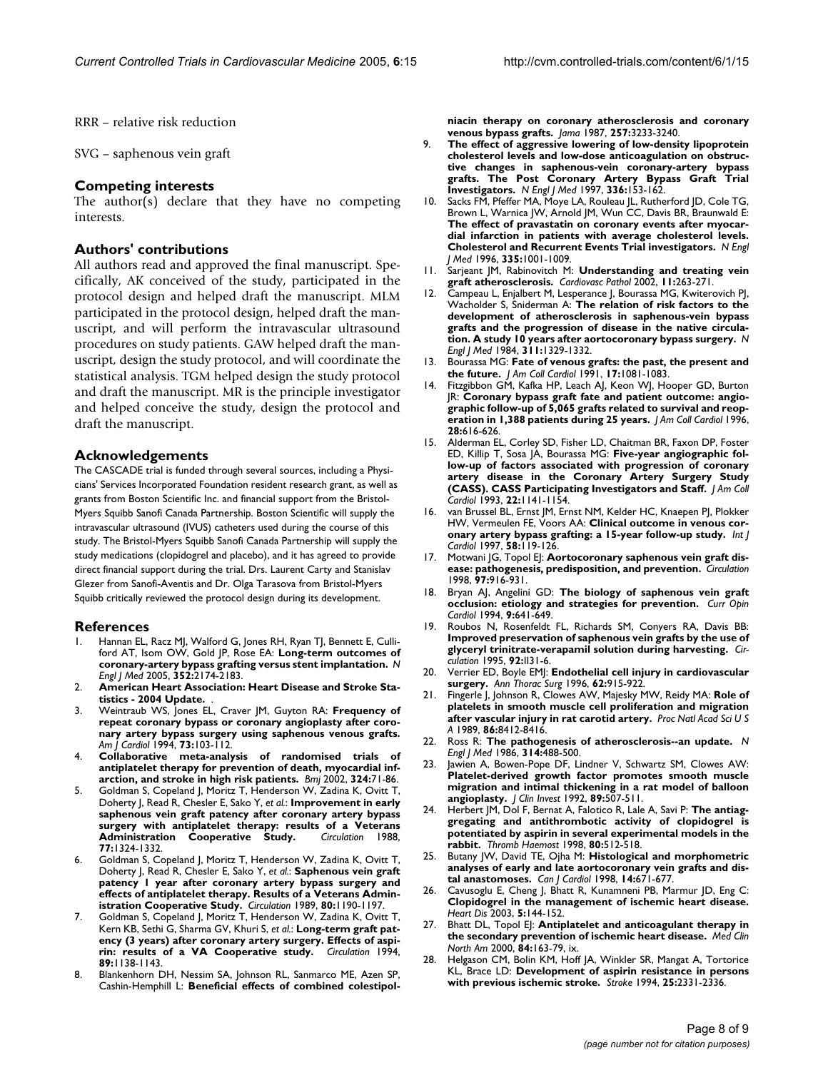RRR – relative risk reduction

SVG – saphenous vein graft

## Competing interests

The author(s) declare that they have no competing interests.

## Authors' contributions

All authors read and approved the final manuscript. Specifically, AK conceived of the study, participated in the protocol design and helped draft the manuscript. MLM participated in the protocol design, helped draft the manuscript, and will perform the intravascular ultrasound procedures on study patients. GAW helped draft the manuscript, design the study protocol, and will coordinate the statistical analysis. TGM helped design the study protocol and draft the manuscript. MR is the principle investigator and helped conceive the study, design the protocol and draft the manuscript.

## Acknowledgements

The CASCADE trial is funded through several sources, including a Physicians' Services Incorporated Foundation resident research grant, as well as grants from Boston Scientific Inc. and financial support from the Bristol-Myers Squibb Sanofi Canada Partnership. Boston Scientific will supply the intravascular ultrasound (IVUS) catheters used during the course of this study. The Bristol-Myers Squibb Sanofi Canada Partnership will supply the study medications (clopidogrel and placebo), and it has agreed to provide direct financial support during the trial. Drs. Laurent Carty and Stanislav Glezer from Sanofi-Aventis and Dr. Olga Tarasova from Bristol-Myers Squibb critically reviewed the protocol design during its development.

## References

1. Hannan EL, Racz MJ, Walford G, Jones RH, Ryan TJ, Bennett E, Culliford AT, Isom OW, Gold JP, Rose EA: **Long-term outcomes of coronary-artery bypass grafting versus stent implantation.** *N Engl J Med* 2005, **352:**2174-2183.
2. **American Heart Association: Heart Disease and Stroke Statistics - 2004 Update.** .
3. Weintraub WS, Jones EL, Craver JM, Guyton RA: **Frequency of repeat coronary bypass or coronary angioplasty after coronary artery bypass surgery using saphenous venous grafts.** *Am J Cardiol* 1994, **73:**103-112.
4. **Collaborative meta-analysis of randomised trials of antiplatelet therapy for prevention of death, myocardial infarction, and stroke in high risk patients.** *Bmj* 2002, **324:**71-86.
5. Goldman S, Copeland J, Moritz T, Henderson W, Zadina K, Ovitt T, Doherty J, Read R, Chesler E, Sako Y, *et al.*: **Improvement in early saphenous vein graft patency after coronary artery bypass surgery with antiplatelet therapy: results of a Veterans Administration Cooperative Study.** *Circulation* 1988, **77:**1324-1332.
6. Goldman S, Copeland J, Moritz T, Henderson W, Zadina K, Ovitt T, Doherty J, Read R, Chesler E, Sako Y, *et al.*: **Saphenous vein graft patency 1 year after coronary artery bypass surgery and effects of antiplatelet therapy. Results of a Veterans Administration Cooperative Study.** *Circulation* 1989, **80:**1190-1197.
7. Goldman S, Copeland J, Moritz T, Henderson W, Zadina K, Ovitt T, Kern KB, Sethi G, Sharma GV, Khuri S, *et al.*: **Long-term graft patency (3 years) after coronary artery surgery. Effects of aspirin: results of a VA Cooperative study.** *Circulation* 1994, **89:**1138-1143.
8. Blankenhorn DH, Nessim SA, Johnson RL, Sanmarco ME, Azen SP, Cashin-Hemphill L: **Beneficial effects of combined colestipol-niacin therapy on coronary atherosclerosis and coronary venous bypass grafts.** *Jama* 1987, **257:**3233-3240.
9. **The effect of aggressive lowering of low-density lipoprotein cholesterol levels and low-dose anticoagulation on obstructive changes in saphenous-vein coronary-artery bypass grafts. The Post Coronary Artery Bypass Graft Trial Investigators.** *N Engl J Med* 1997, **336:**153-162.
10. Sacks FM, Pfeffer MA, Moye LA, Rouleau JL, Rutherford JD, Cole TG, Brown L, Warnica JW, Arnold JM, Wun CC, Davis BR, Braunwald E: **The effect of pravastatin on coronary events after myocardial infarction in patients with average cholesterol levels. Cholesterol and Recurrent Events Trial investigators.** *N Engl J Med* 1996, **335:**1001-1009.
11. Sarjeant JM, Rabinovitch M: **Understanding and treating vein graft atherosclerosis.** *Cardiovasc Pathol* 2002, **11:**263-271.
12. Campeau L, Enjalbert M, Lesperance J, Bourassa MG, Kwiterovich PJ, Wacholder S, Sniderman A: **The relation of risk factors to the development of atherosclerosis in saphenous-vein bypass grafts and the progression of disease in the native circulation. A study 10 years after aortocoronary bypass surgery.** *N Engl J Med* 1984, **311:**1329-1332.
13. Bourassa MG: **Fate of venous grafts: the past, the present and the future.** *J Am Coll Cardiol* 1991, **17:**1081-1083.
14. Fitzgibbon GM, Kafka HP, Leach AJ, Keon WJ, Hooper GD, Burton JR: **Coronary bypass graft fate and patient outcome: angiographic follow-up of 5,065 grafts related to survival and reoperation in 1,388 patients during 25 years.** *J Am Coll Cardiol* 1996, **28:**616-626.
15. Alderman EL, Corley SD, Fisher LD, Chaitman BR, Faxon DP, Foster ED, Killip T, Sosa JA, Bourassa MG: **Five-year angiographic follow-up of factors associated with progression of coronary artery disease in the Coronary Artery Surgery Study (CASS). CASS Participating Investigators and Staff.** *J Am Coll Cardiol* 1993, **22:**1141-1154.
16. van Brussel BL, Ernst JM, Ernst NM, Kelder HC, Knaepen PJ, Plokker HW, Vermeulen FE, Voors AA: **Clinical outcome in venous coronary artery bypass grafting: a 15-year follow-up study.** *Int J Cardiol* 1997, **58:**119-126.
17. Motwani JG, Topol EJ: **Aortocoronary saphenous vein graft disease: pathogenesis, predisposition, and prevention.** *Circulation* 1998, **97:**916-931.
18. Bryan AJ, Angelini GD: **The biology of saphenous vein graft occlusion: etiology and strategies for prevention.** *Curr Opin Cardiol* 1994, **9:**641-649.
19. Roubos N, Rosenfeldt FL, Richards SM, Conyers RA, Davis BB: **Improved preservation of saphenous vein grafts by the use of glyceryl trinitrate-verapamil solution during harvesting.** *Circulation* 1995, **92:**II31-6.
20. Verrier ED, Boyle EMJ: **Endothelial cell injury in cardiovascular surgery.** *Ann Thorac Surg* 1996, **62:**915-922.
21. Fingerle J, Johnson R, Clowes AW, Majesky MW, Reidy MA: **Role of platelets in smooth muscle cell proliferation and migration after vascular injury in rat carotid artery.** *Proc Natl Acad Sci U S A* 1989, **86:**8412-8416.
22. Ross R: **The pathogenesis of atherosclerosis--an update.** *N Engl J Med* 1986, **314:**488-500.
23. Jawien A, Bowen-Pope DF, Lindner V, Schwartz SM, Clowes AW: **Platelet-derived growth factor promotes smooth muscle migration and intimal thickening in a rat model of balloon angioplasty.** *J Clin Invest* 1992, **89:**507-511.
24. Herbert JM, Dol F, Bernat A, Falotico R, Lale A, Savi P: **The antiaggregating and antithrombotic activity of clopidogrel is potentiated by aspirin in several experimental models in the rabbit.** *Thromb Haemost* 1998, **80:**512-518.
25. Butany JW, David TE, Ojha M: **Histological and morphometric analyses of early and late aortocoronary vein grafts and distal anastomoses.** *Can J Cardiol* 1998, **14:**671-677.
26. Cavusoglu E, Cheng J, Bhatt R, Kunamneni PB, Marmur JD, Eng C: **Clopidogrel in the management of ischemic heart disease.** *Heart Dis* 2003, **5:**144-152.
27. Bhatt DL, Topol EJ: **Antiplatelet and anticoagulant therapy in the secondary prevention of ischemic heart disease.** *Med Clin North Am* 2000, **84:**163-79, ix.
28. Helgason CM, Bolin KM, Hoff JA, Winkler SR, Mangat A, Tortorice KL, Brace LD: **Development of aspirin resistance in persons with previous ischemic stroke.** *Stroke* 1994, **25:**2331-2336.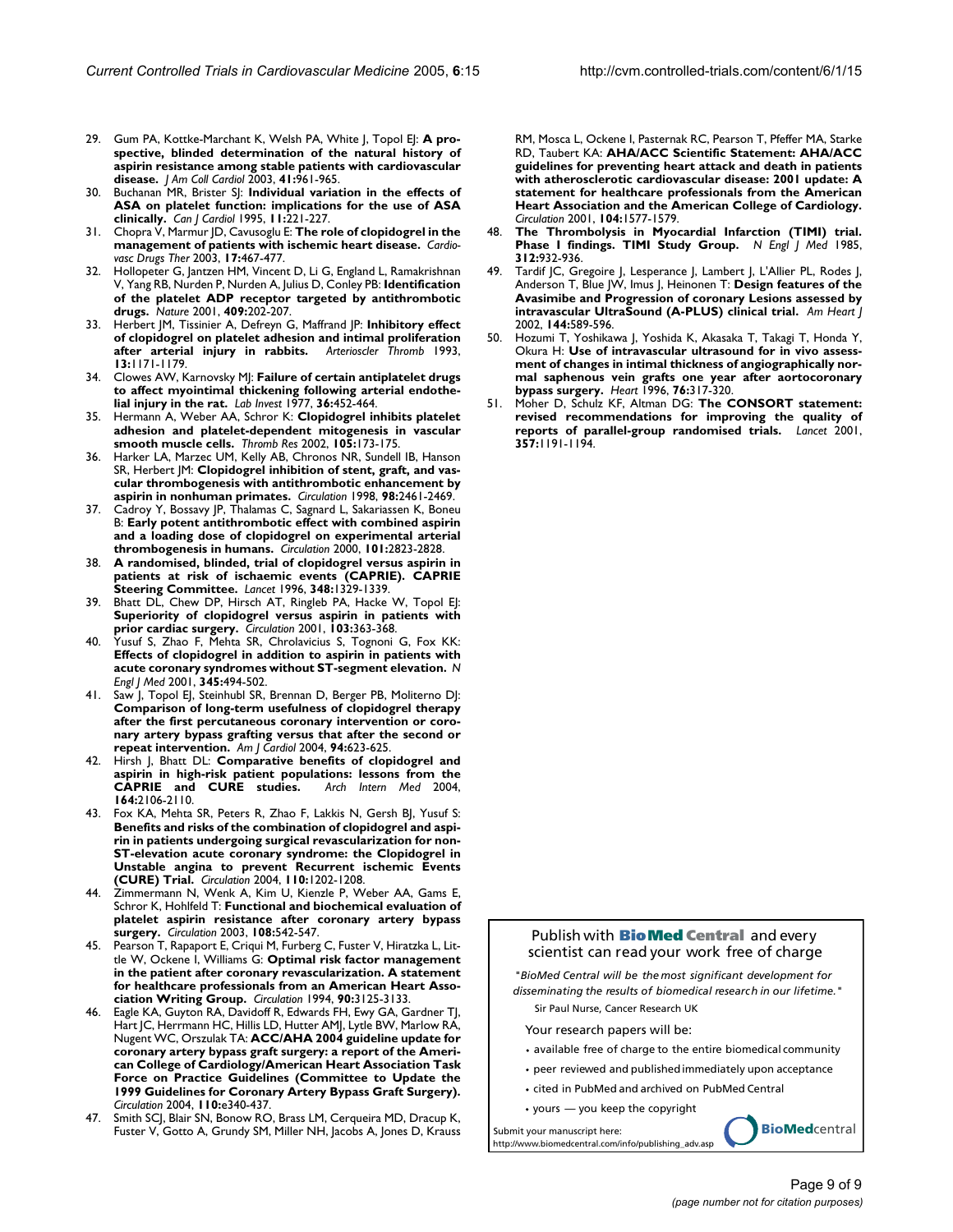29. Gum PA, Kottke-Marchant K, Welsh PA, White J, Topol EJ: **A prospective, blinded determination of the natural history of aspirin resistance among stable patients with cardiovascular disease.** *J Am Coll Cardiol* 2003, **41:**961-965.
30. Buchanan MR, Brister SJ: **Individual variation in the effects of ASA on platelet function: implications for the use of ASA clinically.** *Can J Cardiol* 1995, **11:**221-227.
31. Chopra V, Marmur JD, Cavusoglu E: **The role of clopidogrel in the management of patients with ischemic heart disease.** *Cardiovasc Drugs Ther* 2003, **17:**467-477.
32. Hollopeter G, Jantzen HM, Vincent D, Li G, England L, Ramakrishnan V, Yang RB, Nurden P, Nurden A, Julius D, Conley PB: **Identification of the platelet ADP receptor targeted by antithrombotic drugs.** *Nature* 2001, **409:**202-207.
33. Herbert JM, Tissinier A, Defreyn G, Maffrand JP: **Inhibitory effect of clopidogrel on platelet adhesion and intimal proliferation after arterial injury in rabbits.** *Arterioscler Thromb* 1993, **13:**1171-1179.
34. Clowes AW, Karnovsky MJ: **Failure of certain antiplatelet drugs to affect myointimal thickening following arterial endothelial injury in the rat.** *Lab Invest* 1977, **36:**452-464.
35. Hermann A, Weber AA, Schror K: **Clopidogrel inhibits platelet adhesion and platelet-dependent mitogenesis in vascular smooth muscle cells.** *Thromb Res* 2002, **105:**173-175.
36. Harker LA, Marzec UM, Kelly AB, Chronos NR, Sundell IB, Hanson SR, Herbert JM: **Clopidogrel inhibition of stent, graft, and vascular thrombogenesis with antithrombotic enhancement by aspirin in nonhuman primates.** *Circulation* 1998, **98:**2461-2469.
37. Cadroy Y, Bossavy JP, Thalamas C, Sagnard L, Sakariassen K, Boneu B: **Early potent antithrombotic effect with combined aspirin and a loading dose of clopidogrel on experimental arterial thrombogenesis in humans.** *Circulation* 2000, **101:**2823-2828.
38. **A randomised, blinded, trial of clopidogrel versus aspirin in patients at risk of ischaemic events (CAPRIE). CAPRIE Steering Committee.** *Lancet* 1996, **348:**1329-1339.
39. Bhatt DL, Chew DP, Hirsch AT, Ringleb PA, Hacke W, Topol EJ: **Superiority of clopidogrel versus aspirin in patients with prior cardiac surgery.** *Circulation* 2001, **103:**363-368.
40. Yusuf S, Zhao F, Mehta SR, Chrolavicius S, Tognoni G, Fox KK: **Effects of clopidogrel in addition to aspirin in patients with acute coronary syndromes without ST-segment elevation.** *N Engl J Med* 2001, **345:**494-502.
41. Saw J, Topol EJ, Steinhubl SR, Brennan D, Berger PB, Moliterno DJ: **Comparison of long-term usefulness of clopidogrel therapy after the first percutaneous coronary intervention or coronary artery bypass grafting versus that after the second or repeat intervention.** *Am J Cardiol* 2004, **94:**623-625.
42. Hirsh J, Bhatt DL: **Comparative benefits of clopidogrel and aspirin in high-risk patient populations: lessons from the CAPRIE and CURE studies.** *Arch Intern Med* 2004, **164:**2106-2110.
43. Fox KA, Mehta SR, Peters R, Zhao F, Lakkis N, Gersh BJ, Yusuf S: **Benefits and risks of the combination of clopidogrel and aspirin in patients undergoing surgical revascularization for non-ST-elevation acute coronary syndrome: the Clopidogrel in Unstable angina to prevent Recurrent ischemic Events (CURE) Trial.** *Circulation* 2004, **110:**1202-1208.
44. Zimmermann N, Wenk A, Kim U, Kienzle P, Weber AA, Gams E, Schror K, Hohlfeld T: **Functional and biochemical evaluation of platelet aspirin resistance after coronary artery bypass surgery.** *Circulation* 2003, **108:**542-547.
45. Pearson T, Rapaport E, Criqui M, Furberg C, Fuster V, Hiratzka L, Little W, Ockene I, Williams G: **Optimal risk factor management in the patient after coronary revascularization. A statement for healthcare professionals from an American Heart Association Writing Group.** *Circulation* 1994, **90:**3125-3133.
46. Eagle KA, Guyton RA, Davidoff R, Edwards FH, Ewy GA, Gardner TJ, Hart JC, Herrmann HC, Hillis LD, Hutter AMJ, Lytle BW, Marlow RA, Nugent WC, Orszulak TA: **ACC/AHA 2004 guideline update for coronary artery bypass graft surgery: a report of the American College of Cardiology/American Heart Association Task Force on Practice Guidelines (Committee to Update the 1999 Guidelines for Coronary Artery Bypass Graft Surgery).** *Circulation* 2004, **110:**e340-437.
47. Smith SCJ, Blair SN, Bonow RO, Brass LM, Cerqueira MD, Dracup K, Fuster V, Gotto A, Grundy SM, Miller NH, Jacobs A, Jones D, Krauss RM, Mosca L, Ockene I, Pasternak RC, Pearson T, Pfeffer MA, Starke RD, Taubert KA: **AHA/ACC Scientific Statement: AHA/ACC guidelines for preventing heart attack and death in patients with atherosclerotic cardiovascular disease: 2001 update: A statement for healthcare professionals from the American Heart Association and the American College of Cardiology.** *Circulation* 2001, **104:**1577-1579.
48. **The Thrombolysis in Myocardial Infarction (TIMI) trial. Phase I findings. TIMI Study Group.** *N Engl J Med* 1985, **312:**932-936.
49. Tardif JC, Gregoire J, Lesperance J, Lambert J, L'Allier PL, Rodes J, Anderson T, Blue JW, Imus J, Heinonen T: **Design features of the Avasimibe and Progression of coronary Lesions assessed by intravascular UltraSound (A-PLUS) clinical trial.** *Am Heart J* 2002, **144:**589-596.
50. Hozumi T, Yoshikawa J, Yoshida K, Akasaka T, Takagi T, Honda Y, Okura H: **Use of intravascular ultrasound for in vivo assessment of changes in intimal thickness of angiographically normal saphenous vein grafts one year after aortocoronary bypass surgery.** *Heart* 1996, **76:**317-320.
51. Moher D, Schulz KF, Altman DG: **The CONSORT statement: revised recommendations for improving the quality of reports of parallel-group randomised trials.** *Lancet* 2001, **357:**1191-1194.

Publish with **BioMed Central** and every scientist can read your work free of charge

*"BioMed Central will be the most significant development for disseminating the results of biomedical research in our lifetime."*

Sir Paul Nurse, Cancer Research UK

Your research papers will be:

- available free of charge to the entire biomedical community
- peer reviewed and published immediately upon acceptance
- cited in PubMed and archived on PubMed Central
- yours — you keep the copyright

Submit your manuscript here:
http://www.biomedcentral.com/info/publishing_adv.asp

BioMedcentral